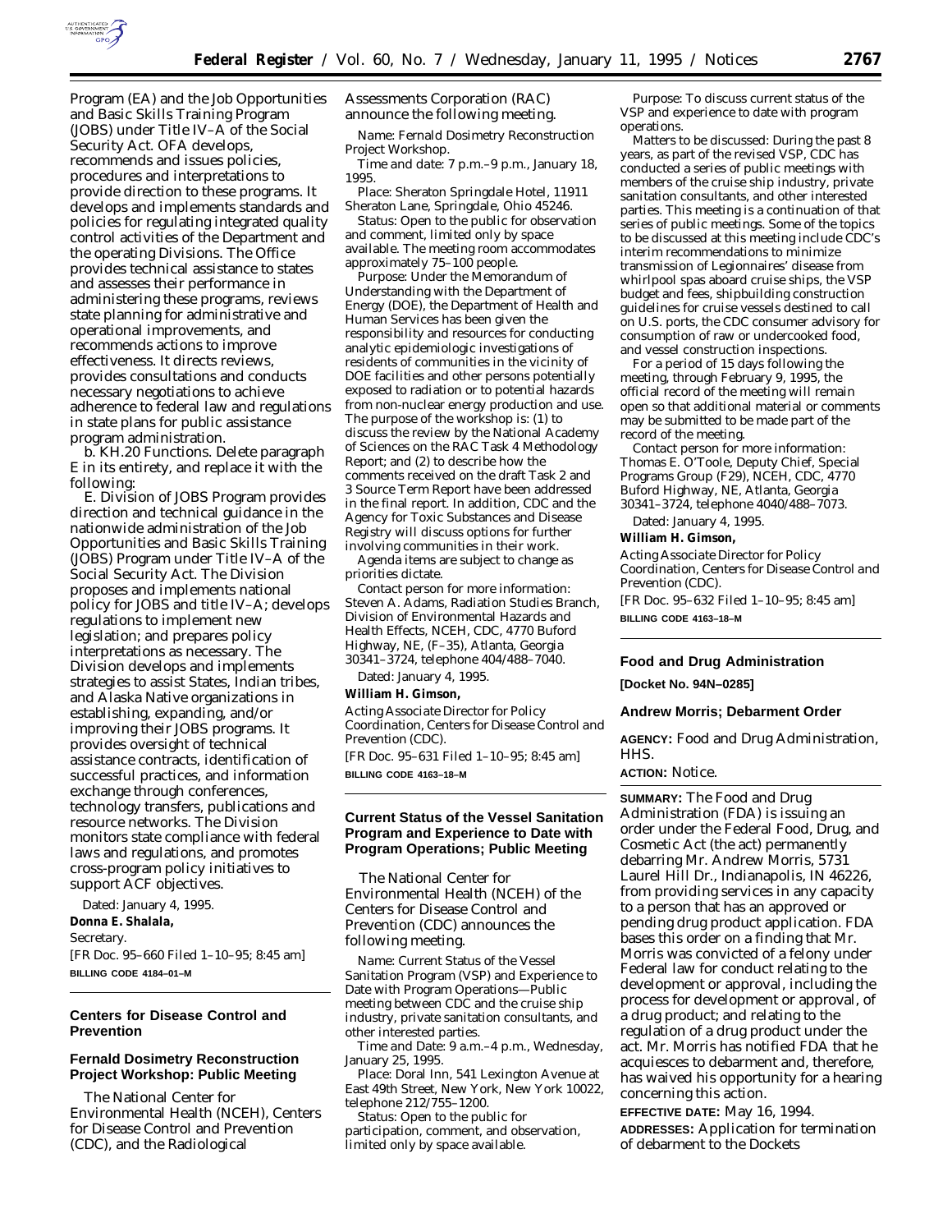Program (EA) and the Job Opportunities and Basic Skills Training Program (JOBS) under Title IV–A of the Social Security Act. OFA develops, recommends and issues policies, procedures and interpretations to provide direction to these programs. It develops and implements standards and policies for regulating integrated quality control activities of the Department and the operating Divisions. The Office provides technical assistance to states and assesses their performance in administering these programs, reviews state planning for administrative and operational improvements, and recommends actions to improve effectiveness. It directs reviews, provides consultations and conducts necessary negotiations to achieve adherence to federal law and regulations in state plans for public assistance program administration.

b. KH.20 Functions. Delete paragraph E in its entirety, and replace it with the following:

E. Division of JOBS Program provides direction and technical guidance in the nationwide administration of the Job Opportunities and Basic Skills Training (JOBS) Program under Title IV–A of the Social Security Act. The Division proposes and implements national policy for JOBS and title IV–A; develops regulations to implement new legislation; and prepares policy interpretations as necessary. The Division develops and implements strategies to assist States, Indian tribes, and Alaska Native organizations in establishing, expanding, and/or improving their JOBS programs. It provides oversight of technical assistance contracts, identification of successful practices, and information exchange through conferences, technology transfers, publications and resource networks. The Division monitors state compliance with federal laws and regulations, and promotes cross-program policy initiatives to support ACF objectives.

Dated: January 4, 1995.

**Donna E. Shalala,**

*Secretary.*

[FR Doc. 95–660 Filed 1–10–95; 8:45 am]

**BILLING CODE 4184–01–M**

## Centers for Disease Control and Prevention

### Fernald Dosimetry Reconstruction Project Workshop: Public Meeting

The National Center for Environmental Health (NCEH), Centers for Disease Control and Prevention (CDC), and the Radiological Assessments Corporation (RAC) announce the following meeting.

*Name:* Fernald Dosimetry Reconstruction Project Workshop.

*Time and date:* 7 p.m.–9 p.m., January 18, 1995.

*Place:* Sheraton Springdale Hotel, 11911 Sheraton Lane, Springdale, Ohio 45246.

*Status:* Open to the public for observation and comment, limited only by space available. The meeting room accommodates approximately 75–100 people.

*Purpose:* Under the Memorandum of Understanding with the Department of Energy (DOE), the Department of Health and Human Services has been given the responsibility and resources for conducting analytic epidemiologic investigations of residents of communities in the vicinity of DOE facilities and other persons potentially exposed to radiation or to potential hazards from non-nuclear energy production and use. The purpose of the workshop is: (1) to discuss the review by the National Academy of Sciences on the RAC Task 4 Methodology Report; and (2) to describe how the comments received on the draft Task 2 and 3 Source Term Report have been addressed in the final report. In addition, CDC and the Agency for Toxic Substances and Disease Registry will discuss options for further involving communities in their work.

Agenda items are subject to change as priorities dictate.

*Contact person for more information:* Steven A. Adams, Radiation Studies Branch, Division of Environmental Hazards and Health Effects, NCEH, CDC, 4770 Buford Highway, NE, (F–35), Atlanta, Georgia 30341–3724, telephone 404/488–7040.

Dated: January 4, 1995.

**William H. Gimson,**

*Acting Associate Director for Policy Coordination, Centers for Disease Control and Prevention (CDC).*

[FR Doc. 95–631 Filed 1–10–95; 8:45 am]

**BILLING CODE 4163–18–M**

### Current Status of the Vessel Sanitation Program and Experience to Date with Program Operations; Public Meeting

The National Center for Environmental Health (NCEH) of the Centers for Disease Control and Prevention (CDC) announces the following meeting.

*Name:* Current Status of the Vessel Sanitation Program (VSP) and Experience to Date with Program Operations—Public meeting between CDC and the cruise ship industry, private sanitation consultants, and other interested parties.

*Time and Date:* 9 a.m.–4 p.m., Wednesday, January 25, 1995.

*Place:* Doral Inn, 541 Lexington Avenue at East 49th Street, New York, New York 10022, telephone 212/755–1200.

*Status:* Open to the public for participation, comment, and observation, limited only by space available.

*Purpose:* To discuss current status of the VSP and experience to date with program operations.

*Matters to be discussed:* During the past 8 years, as part of the revised VSP, CDC has conducted a series of public meetings with members of the cruise ship industry, private sanitation consultants, and other interested parties. This meeting is a continuation of that series of public meetings. Some of the topics to be discussed at this meeting include CDC's interim recommendations to minimize transmission of Legionnaires' disease from whirlpool spas aboard cruise ships, the VSP budget and fees, shipbuilding construction guidelines for cruise vessels destined to call on U.S. ports, the CDC consumer advisory for consumption of raw or undercooked food, and vessel construction inspections.

For a period of 15 days following the meeting, through February 9, 1995, the official record of the meeting will remain open so that additional material or comments may be submitted to be made part of the record of the meeting.

*Contact person for more information:* Thomas E. O'Toole, Deputy Chief, Special Programs Group (F29), NCEH, CDC, 4770 Buford Highway, NE, Atlanta, Georgia 30341–3724, telephone 4040/488–7073.

Dated: January 4, 1995.

**William H. Gimson,**

*Acting Associate Director for Policy Coordination, Centers for Disease Control and Prevention (CDC).*

[FR Doc. 95–632 Filed 1–10–95; 8:45 am]

**BILLING CODE 4163–18–M**

## Food and Drug Administration

**[Docket No. 94N–0285]**

### Andrew Morris; Debarment Order

**AGENCY:** Food and Drug Administration, HHS.

**ACTION:** Notice.

**SUMMARY:** The Food and Drug Administration (FDA) is issuing an order under the Federal Food, Drug, and Cosmetic Act (the act) permanently debarring Mr. Andrew Morris, 5731 Laurel Hill Dr., Indianapolis, IN 46226, from providing services in any capacity to a person that has an approved or pending drug product application. FDA bases this order on a finding that Mr. Morris was convicted of a felony under Federal law for conduct relating to the development or approval, including the process for development or approval, of a drug product; and relating to the regulation of a drug product under the act. Mr. Morris has notified FDA that he acquiesces to debarment and, therefore, has waived his opportunity for a hearing concerning this action.

**EFFECTIVE DATE:** May 16, 1994.

**ADDRESSES:** Application for termination of debarment to the Dockets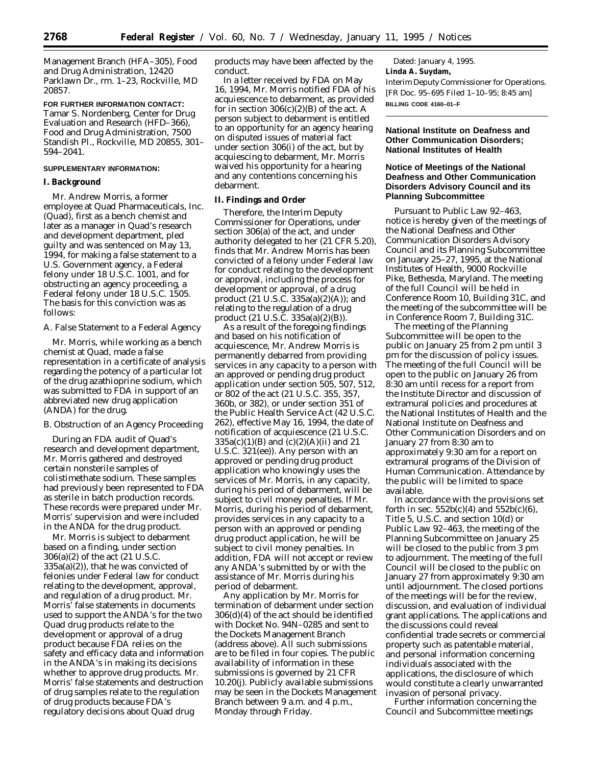Management Branch (HFA–305), Food and Drug Administration, 12420 Parklawn Dr., rm. 1–23, Rockville, MD 20857.

**FOR FURTHER INFORMATION CONTACT:** Tamar S. Nordenberg, Center for Drug Evaluation and Research (HFD–366), Food and Drug Administration, 7500 Standish Pl., Rockville, MD 20855, 301–594–2041.

**SUPPLEMENTARY INFORMATION:**

## I. Background

Mr. Andrew Morris, a former employee at Quad Pharmaceuticals, Inc. (Quad), first as a bench chemist and later as a manager in Quad's research and development department, pled guilty and was sentenced on May 13, 1994, for making a false statement to a U.S. Government agency, a Federal felony under 18 U.S.C. 1001, and for obstructing an agency proceeding, a Federal felony under 18 U.S.C. 1505. The basis for this conviction was as follows:

*A. False Statement to a Federal Agency*

Mr. Morris, while working as a bench chemist at Quad, made a false representation in a certificate of analysis regarding the potency of a particular lot of the drug azathioprine sodium, which was submitted to FDA in support of an abbreviated new drug application (ANDA) for the drug.

*B. Obstruction of an Agency Proceeding*

During an FDA audit of Quad's research and development department, Mr. Morris gathered and destroyed certain nonsterile samples of colistimethate sodium. These samples had previously been represented to FDA as sterile in batch production records. These records were prepared under Mr. Morris' supervision and were included in the ANDA for the drug product.

Mr. Morris is subject to debarment based on a finding, under section 306(a)(2) of the act (21 U.S.C. 335a(a)(2)), that he was convicted of felonies under Federal law for conduct relating to the development, approval, and regulation of a drug product. Mr. Morris' false statements in documents used to support the ANDA's for the two Quad drug products relate to the development or approval of a drug product because FDA relies on the safety and efficacy data and information in the ANDA's in making its decisions whether to approve drug products. Mr. Morris' false statements and destruction of drug samples relate to the regulation of drug products because FDA's regulatory decisions about Quad drug products may have been affected by the conduct.

In a letter received by FDA on May 16, 1994, Mr. Morris notified FDA of his acquiescence to debarment, as provided for in section 306(c)(2)(B) of the act. A person subject to debarment is entitled to an opportunity for an agency hearing on disputed issues of material fact under section 306(i) of the act, but by acquiescing to debarment, Mr. Morris waived his opportunity for a hearing and any contentions concerning his debarment.

## II. Findings and Order

Therefore, the Interim Deputy Commissioner for Operations, under section 306(a) of the act, and under authority delegated to her (21 CFR 5.20), finds that Mr. Andrew Morris has been convicted of a felony under Federal law for conduct relating to the development or approval, including the process for development or approval, of a drug product (21 U.S.C. 335a(a)(2)(A)); and relating to the regulation of a drug product (21 U.S.C. 335a(a)(2)(B)).

As a result of the foregoing findings and based on his notification of acquiescence, Mr. Andrew Morris is permanently debarred from providing services in any capacity to a person with an approved or pending drug product application under section 505, 507, 512, or 802 of the act (21 U.S.C. 355, 357, 360b, or 382), or under section 351 of the Public Health Service Act (42 U.S.C. 262), effective May 16, 1994, the date of notification of acquiescence (21 U.S.C. 335a(c)(1)(B) and (c)(2)(A)(ii) and 21 U.S.C. 321(ee)). Any person with an approved or pending drug product application who knowingly uses the services of Mr. Morris, in any capacity, during his period of debarment, will be subject to civil money penalties. If Mr. Morris, during his period of debarment, provides services in any capacity to a person with an approved or pending drug product application, he will be subject to civil money penalties. In addition, FDA will not accept or review any ANDA's submitted by or with the assistance of Mr. Morris during his period of debarment.

Any application by Mr. Morris for termination of debarment under section 306(d)(4) of the act should be identified with Docket No. 94N–0285 and sent to the Dockets Management Branch (address above). All such submissions are to be filed in four copies. The public availability of information in these submissions is governed by 21 CFR 10.20(j). Publicly available submissions may be seen in the Dockets Management Branch between 9 a.m. and 4 p.m., Monday through Friday.

Dated: January 4, 1995.

**Linda A. Suydam,**

*Interim Deputy Commissioner for Operations.*

[FR Doc. 95–695 Filed 1–10–95; 8:45 am]

**BILLING CODE 4160–01–F**

## National Institute on Deafness and Other Communication Disorders; National Institutes of Health

### Notice of Meetings of the National Deafness and Other Communication Disorders Advisory Council and its Planning Subcommittee

Pursuant to Public Law 92–463, notice is hereby given of the meetings of the National Deafness and Other Communication Disorders Advisory Council and its Planning Subcommittee on January 25–27, 1995, at the National Institutes of Health, 9000 Rockville Pike, Bethesda, Maryland. The meeting of the full Council will be held in Conference Room 10, Building 31C, and the meeting of the subcommittee will be in Conference Room 7, Building 31C.

The meeting of the Planning Subcommittee will be open to the public on January 25 from 2 pm until 3 pm for the discussion of policy issues. The meeting of the full Council will be open to the public on January 26 from 8:30 am until recess for a report from the Institute Director and discussion of extramural policies and procedures at the National Institutes of Health and the National Institute on Deafness and Other Communication Disorders and on January 27 from 8:30 am to approximately 9:30 am for a report on extramural programs of the Division of Human Communication. Attendance by the public will be limited to space available.

In accordance with the provisions set forth in sec. 552b(c)(4) and 552b(c)(6), Title 5, U.S.C. and section 10(d) or Public Law 92–463, the meeting of the Planning Subcommittee on January 25 will be closed to the public from 3 pm to adjournment. The meeting of the full Council will be closed to the public on January 27 from approximately 9:30 am until adjournment. The closed portions of the meetings will be for the review, discussion, and evaluation of individual grant applications. The applications and the discussions could reveal confidential trade secrets or commercial property such as patentable material, and personal information concerning individuals associated with the applications, the disclosure of which would constitute a clearly unwarranted invasion of personal privacy.

Further information concerning the Council and Subcommittee meetings